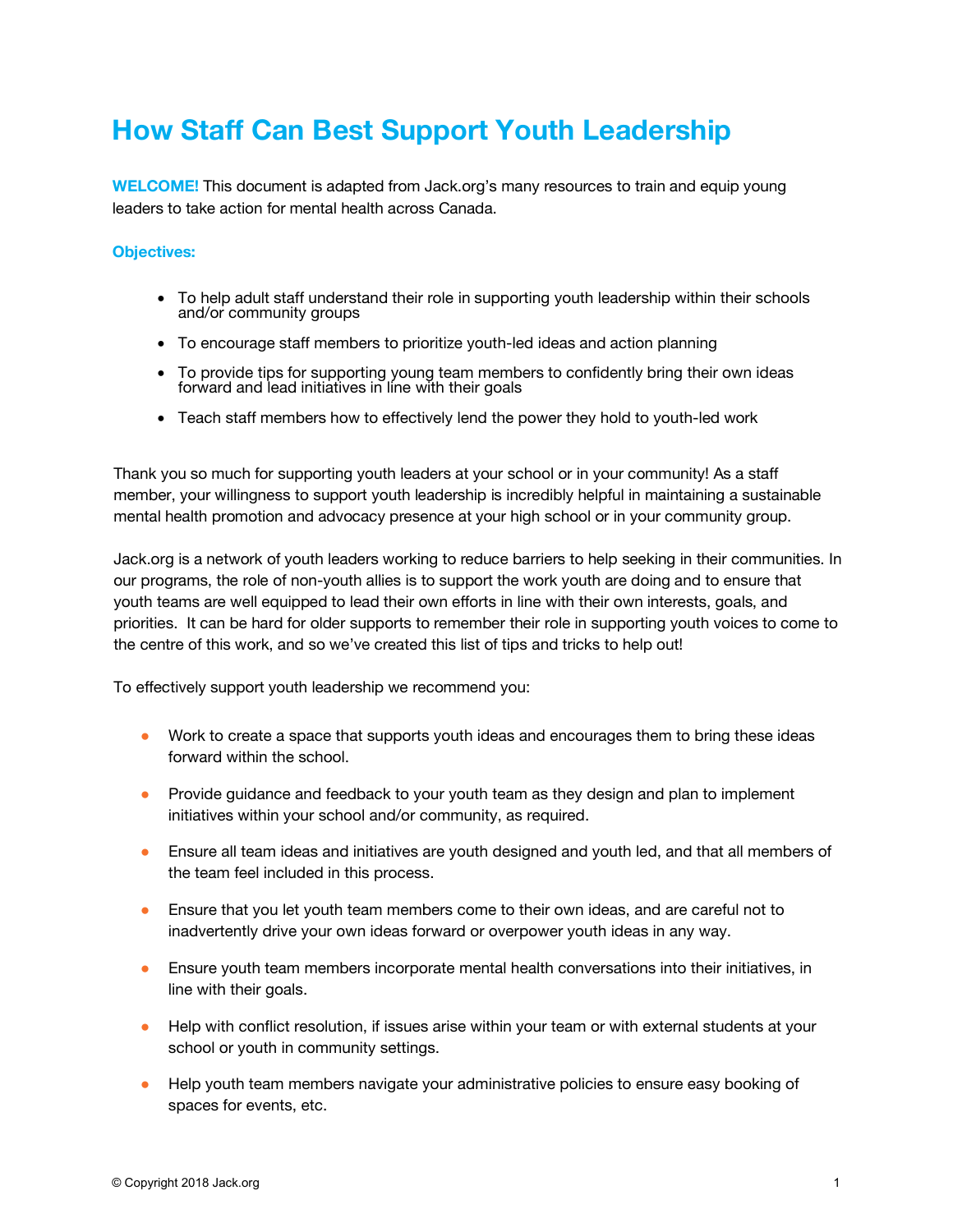# How Staff Can Best Support Youth Leadership

**WELCOME!** This document is adapted from Jack.org's many resources to train and equip young leaders to take action for mental health across Canada.

**Objectives:**

- To help adult staff understand their role in supporting youth leadership within their schools and/or community groups
- To encourage staff members to prioritize youth-led ideas and action planning
- To provide tips for supporting young team members to confidently bring their own ideas forward and lead initiatives in line with their goals
- Teach staff members how to effectively lend the power they hold to youth-led work

Thank you so much for supporting youth leaders at your school or in your community! As a staff member, your willingness to support youth leadership is incredibly helpful in maintaining a sustainable mental health promotion and advocacy presence at your high school or in your community group.

Jack.org is a network of youth leaders working to reduce barriers to help seeking in their communities. In our programs, the role of non-youth allies is to support the work youth are doing and to ensure that youth teams are well equipped to lead their own efforts in line with their own interests, goals, and priorities. It can be hard for older supports to remember their role in supporting youth voices to come to the centre of this work, and so we've created this list of tips and tricks to help out!

To effectively support youth leadership we recommend you:

- Work to create a space that supports youth ideas and encourages them to bring these ideas forward within the school.
- Provide guidance and feedback to your youth team as they design and plan to implement initiatives within your school and/or community, as required.
- Ensure all team ideas and initiatives are youth designed and youth led, and that all members of the team feel included in this process.
- Ensure that you let youth team members come to their own ideas, and are careful not to inadvertently drive your own ideas forward or overpower youth ideas in any way.
- Ensure youth team members incorporate mental health conversations into their initiatives, in line with their goals.
- Help with conflict resolution, if issues arise within your team or with external students at your school or youth in community settings.
- Help youth team members navigate your administrative policies to ensure easy booking of spaces for events, etc.

© Copyright 2018 Jack.org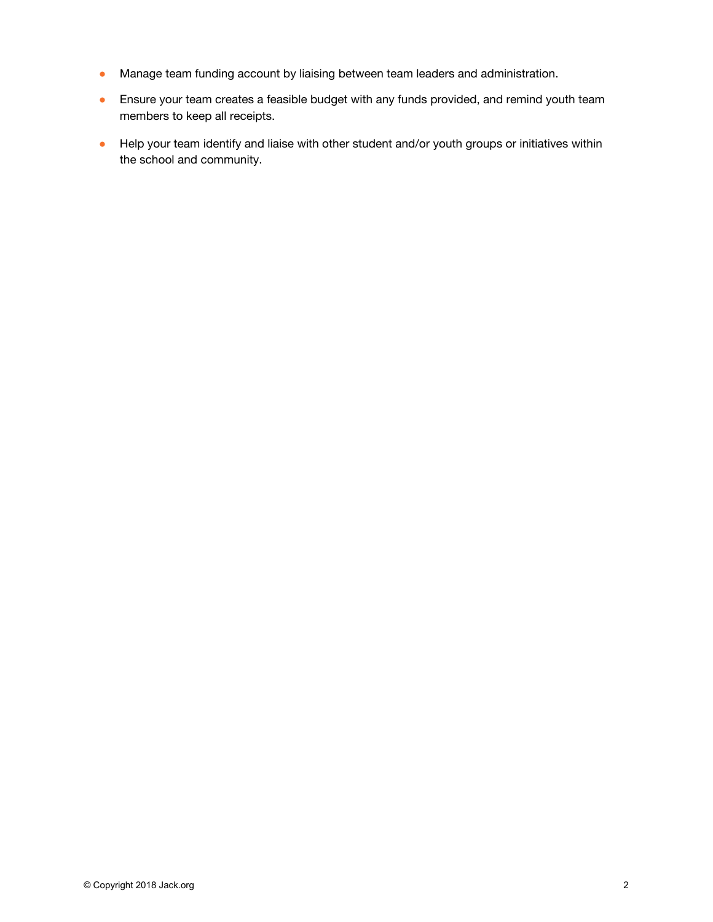- Manage team funding account by liaising between team leaders and administration.
- Ensure your team creates a feasible budget with any funds provided, and remind youth team members to keep all receipts.
- Help your team identify and liaise with other student and/or youth groups or initiatives within the school and community.